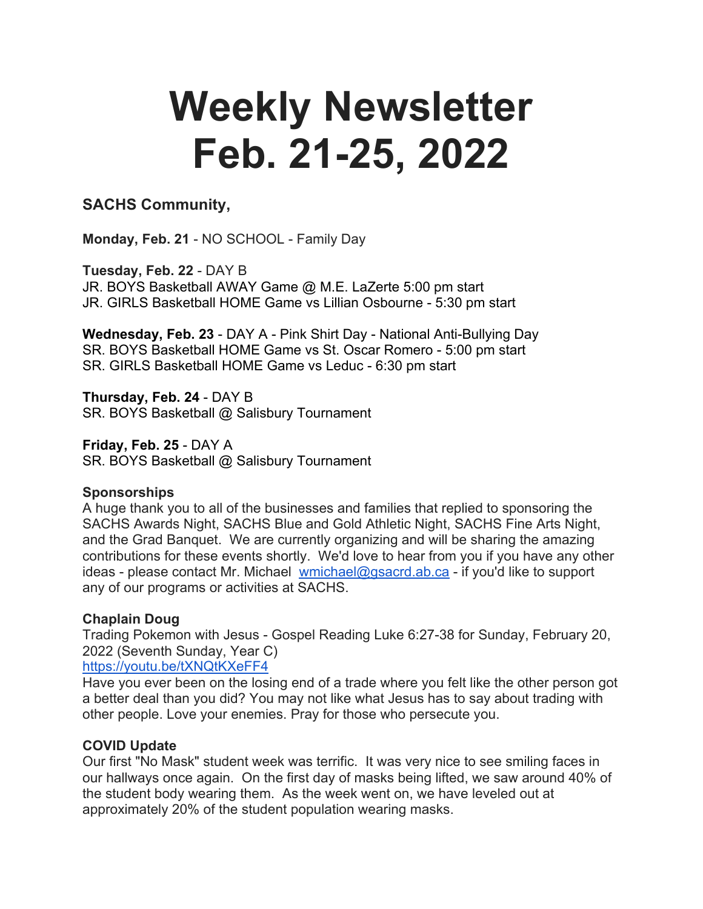# Weekly Newsletter Feb. 21-25, 2022

### SACHS Community,

**Monday, Feb. 21** - NO SCHOOL - Family Day

**Tuesday, Feb. 22** - DAY B
JR. BOYS Basketball AWAY Game @ M.E. LaZerte 5:00 pm start
JR. GIRLS Basketball HOME Game vs Lillian Osbourne - 5:30 pm start

**Wednesday, Feb. 23** - DAY A - Pink Shirt Day - National Anti-Bullying Day
SR. BOYS Basketball HOME Game vs St. Oscar Romero - 5:00 pm start
SR. GIRLS Basketball HOME Game vs Leduc - 6:30 pm start

**Thursday, Feb. 24** - DAY B
SR. BOYS Basketball @ Salisbury Tournament

**Friday, Feb. 25** - DAY A
SR. BOYS Basketball @ Salisbury Tournament

**Sponsorships**
A huge thank you to all of the businesses and families that replied to sponsoring the SACHS Awards Night, SACHS Blue and Gold Athletic Night, SACHS Fine Arts Night, and the Grad Banquet. We are currently organizing and will be sharing the amazing contributions for these events shortly. We'd love to hear from you if you have any other ideas - please contact Mr. Michael wmichael@gsacrd.ab.ca - if you'd like to support any of our programs or activities at SACHS.

**Chaplain Doug**
Trading Pokemon with Jesus - Gospel Reading Luke 6:27-38 for Sunday, February 20, 2022 (Seventh Sunday, Year C)
https://youtu.be/tXNQtKXeFF4
Have you ever been on the losing end of a trade where you felt like the other person got a better deal than you did? You may not like what Jesus has to say about trading with other people. Love your enemies. Pray for those who persecute you.

**COVID Update**
Our first "No Mask" student week was terrific. It was very nice to see smiling faces in our hallways once again. On the first day of masks being lifted, we saw around 40% of the student body wearing them. As the week went on, we have leveled out at approximately 20% of the student population wearing masks.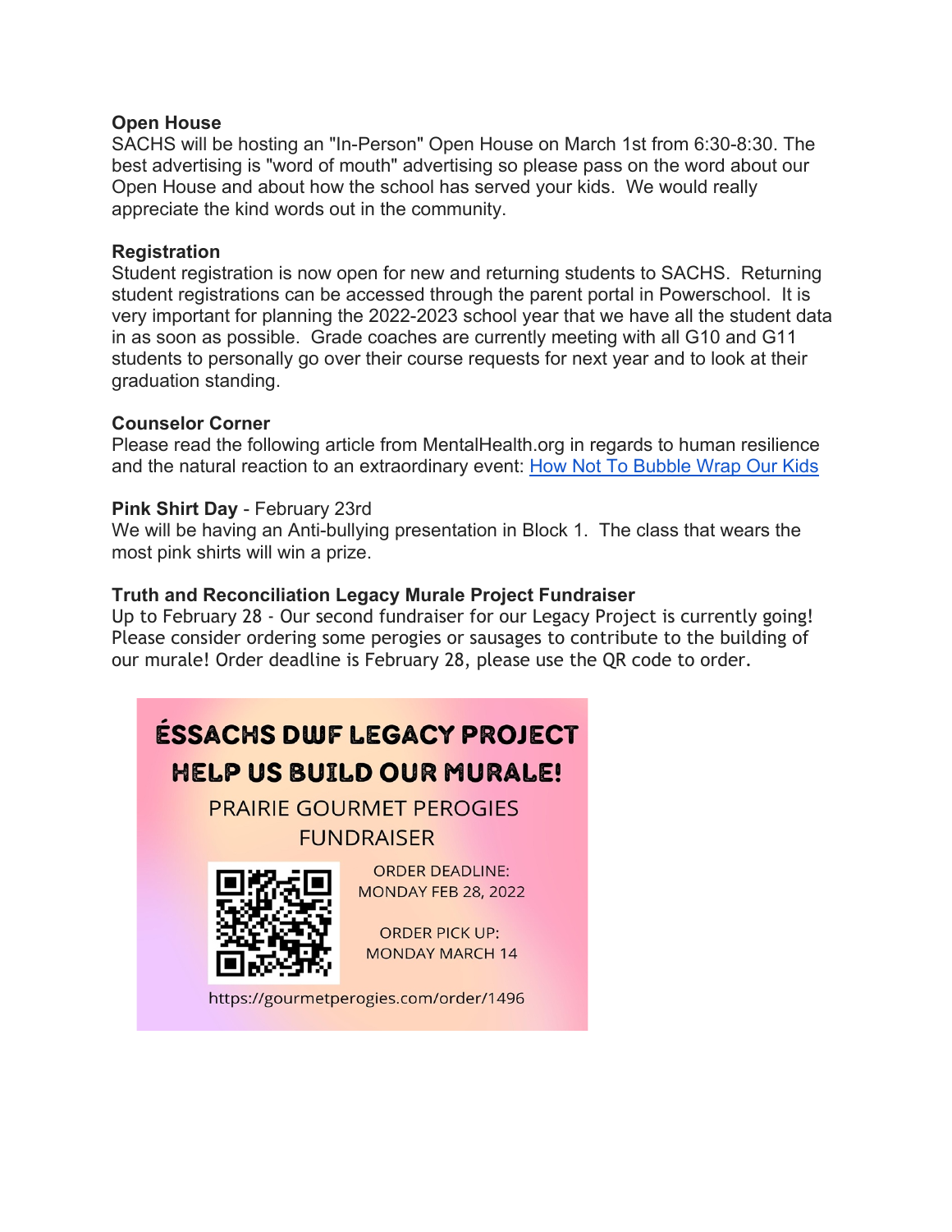**Open House**
SACHS will be hosting an "In-Person" Open House on March 1st from 6:30-8:30. The best advertising is "word of mouth" advertising so please pass on the word about our Open House and about how the school has served your kids.  We would really appreciate the kind words out in the community.

**Registration**
Student registration is now open for new and returning students to SACHS.  Returning student registrations can be accessed through the parent portal in Powerschool.  It is very important for planning the 2022-2023 school year that we have all the student data in as soon as possible.  Grade coaches are currently meeting with all G10 and G11 students to personally go over their course requests for next year and to look at their graduation standing.

**Counselor Corner**
Please read the following article from MentalHealth.org in regards to human resilience and the natural reaction to an extraordinary event: How Not To Bubble Wrap Our Kids

**Pink Shirt Day** - February 23rd
We will be having an Anti-bullying presentation in Block 1.  The class that wears the most pink shirts will win a prize.

**Truth and Reconciliation Legacy Murale Project Fundraiser**
Up to February 28 - Our second fundraiser for our Legacy Project is currently going! Please consider ordering some perogies or sausages to contribute to the building of our murale! Order deadline is February 28, please use the QR code to order.

ÉSSACHS DWF LEGACY PROJECT
HELP US BUILD OUR MURALE!

PRAIRIE GOURMET PEROGIES FUNDRAISER

ORDER DEADLINE: MONDAY FEB 28, 2022

ORDER PICK UP: MONDAY MARCH 14

https://gourmetperogies.com/order/1496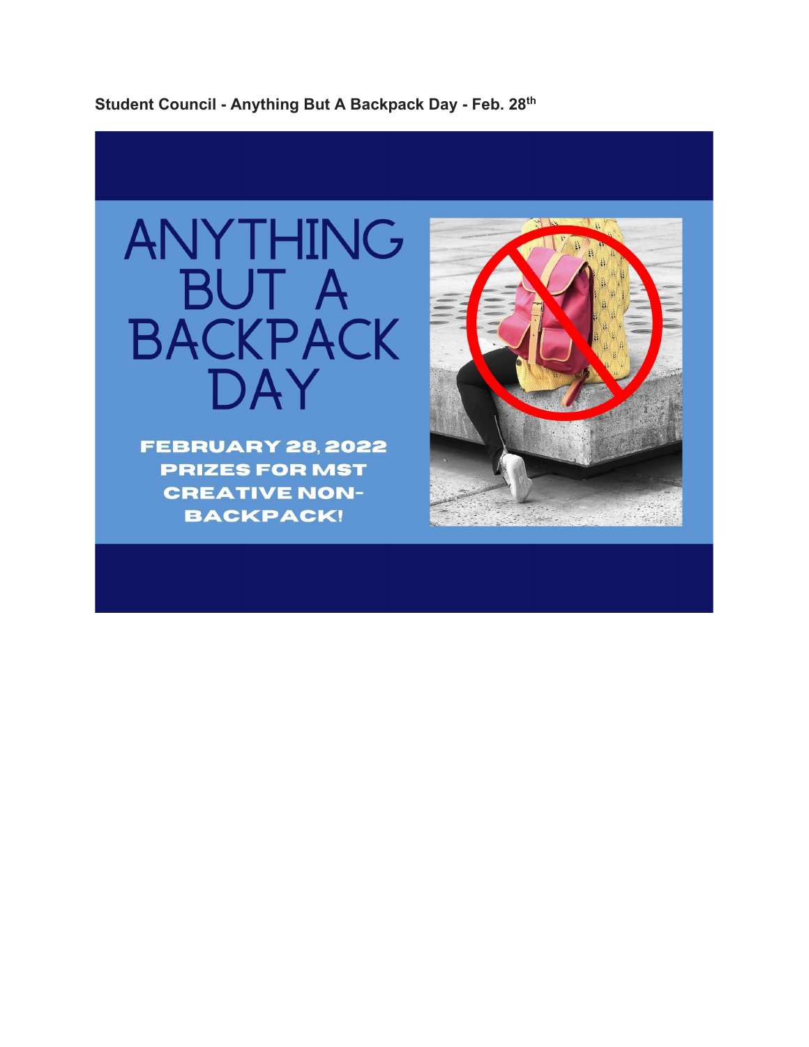**Student Council - Anything But A Backpack Day - Feb. 28th**

ANYTHING BUT A BACKPACK DAY

FEBRUARY 28, 2022
PRIZES FOR MST CREATIVE NON-BACKPACK!